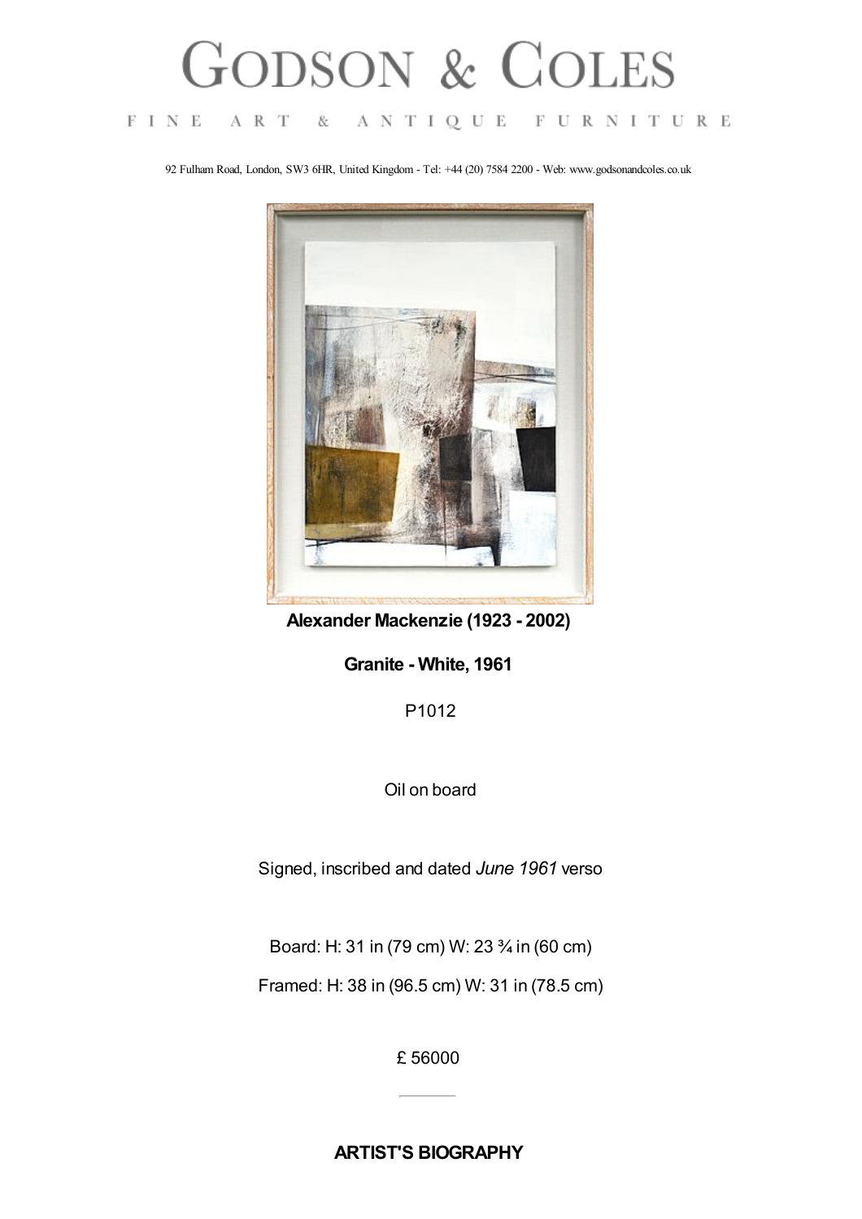# GODSON & COLES

FINE ART & ANTIQUE FURNITURE

92 Fulham Road, London, SW3 6HR, United Kingdom - Tel: +44 (20) 7584 2200 - Web: www.godsonandcoles.co.uk

**Alexander Mackenzie (1923 - 2002)**

**Granite - White, 1961**

P1012

Oil on board

Signed, inscribed and dated *June 1961* verso

Board: H: 31 in (79 cm) W: 23 ¾ in (60 cm)

Framed: H: 38 in (96.5 cm) W: 31 in (78.5 cm)

£ 56000

---

## ARTIST'S BIOGRAPHY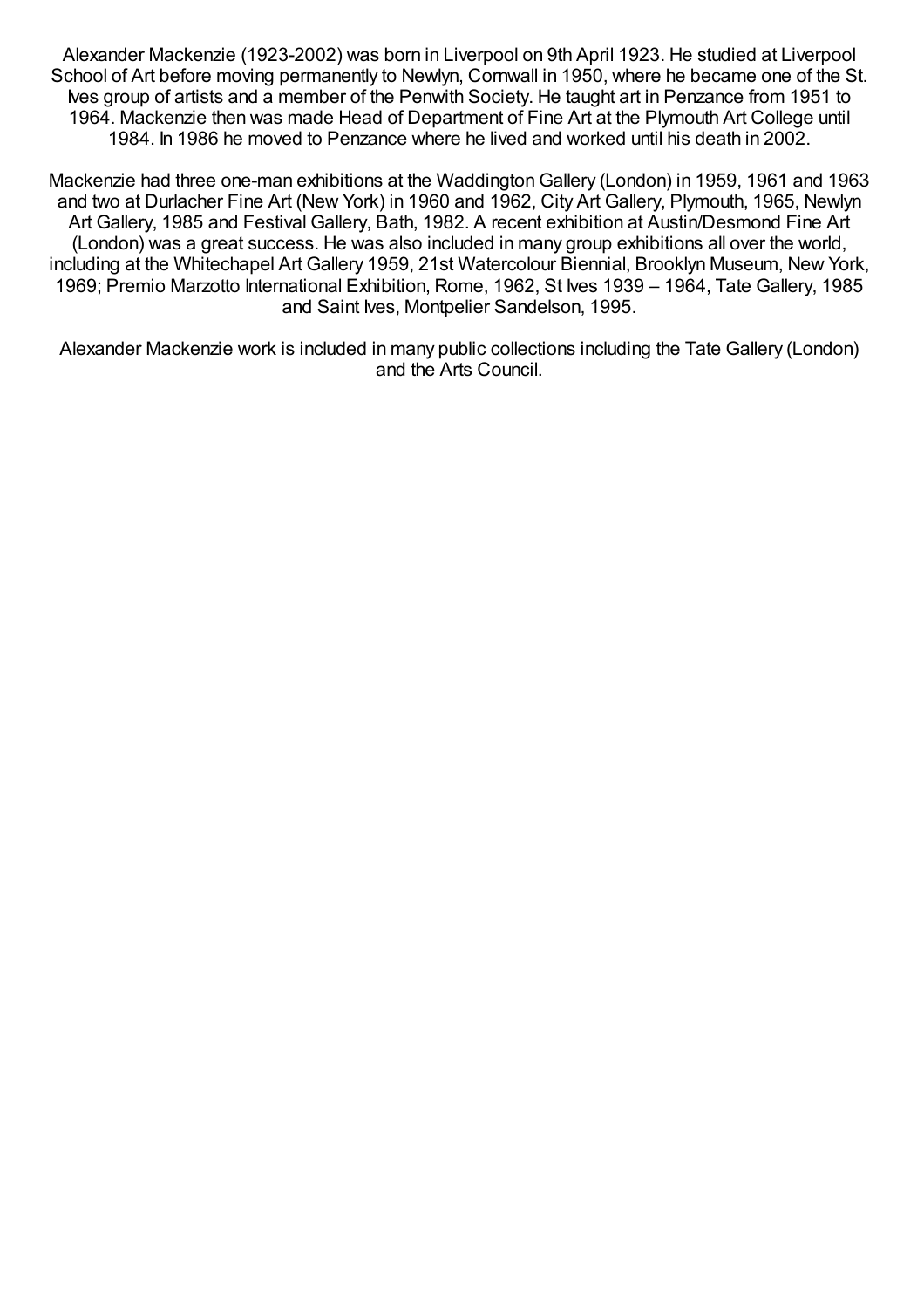Alexander Mackenzie (1923-2002) was born in Liverpool on 9th April 1923. He studied at Liverpool School of Art before moving permanently to Newlyn, Cornwall in 1950, where he became one of the St. Ives group of artists and a member of the Penwith Society. He taught art in Penzance from 1951 to 1964. Mackenzie then was made Head of Department of Fine Art at the Plymouth Art College until 1984. In 1986 he moved to Penzance where he lived and worked until his death in 2002.

Mackenzie had three one-man exhibitions at the Waddington Gallery (London) in 1959, 1961 and 1963 and two at Durlacher Fine Art (New York) in 1960 and 1962, City Art Gallery, Plymouth, 1965, Newlyn Art Gallery, 1985 and Festival Gallery, Bath, 1982. A recent exhibition at Austin/Desmond Fine Art (London) was a great success. He was also included in many group exhibitions all over the world, including at the Whitechapel Art Gallery 1959, 21st Watercolour Biennial, Brooklyn Museum, New York, 1969; Premio Marzotto International Exhibition, Rome, 1962, St Ives 1939 – 1964, Tate Gallery, 1985 and Saint Ives, Montpelier Sandelson, 1995.

Alexander Mackenzie work is included in many public collections including the Tate Gallery (London) and the Arts Council.